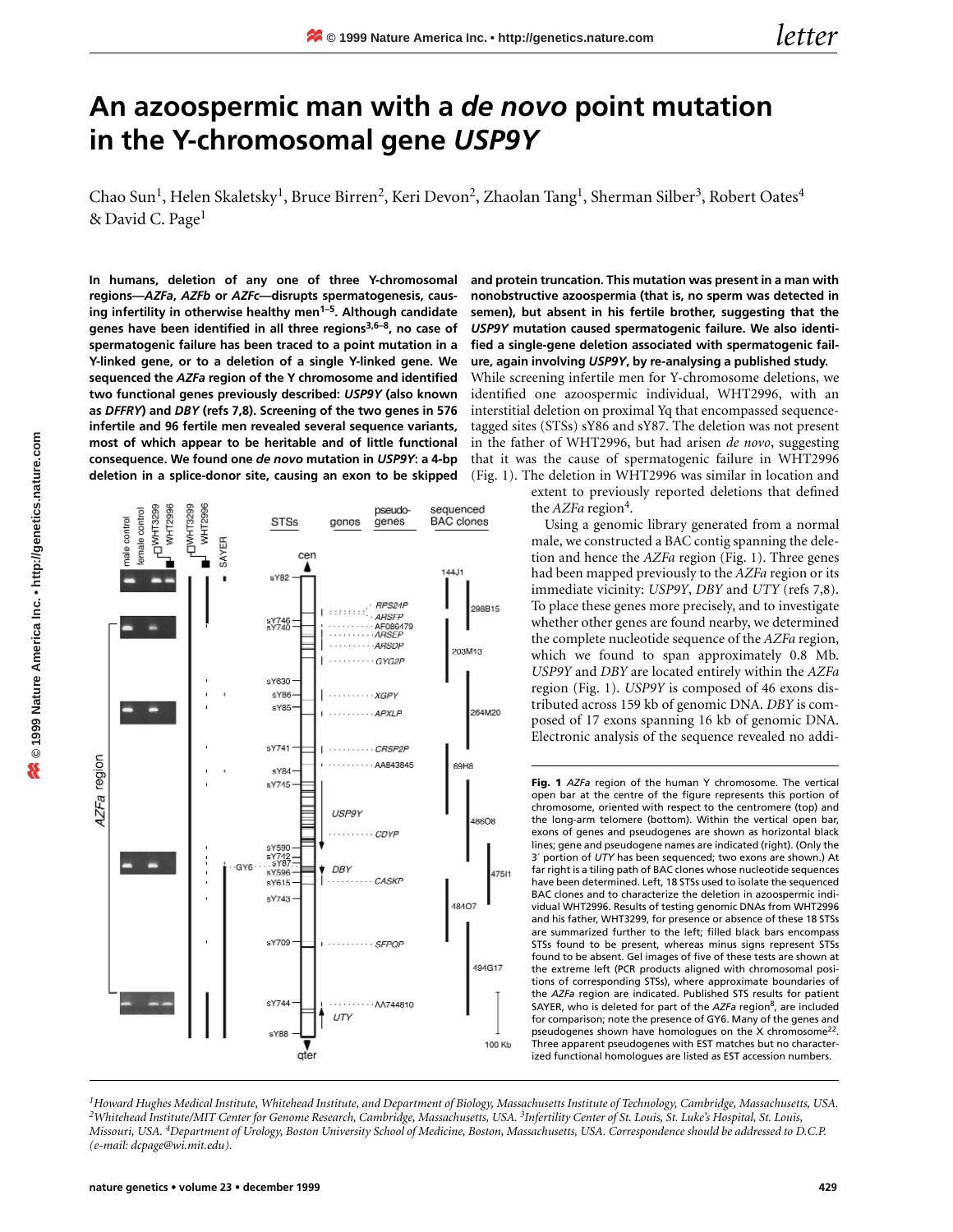# An azoospermic man with a *de novo* point mutation in the Y-chromosomal gene *USP9Y*

Chao Sun[1], Helen Skaletsky[1], Bruce Birren[2], Keri Devon[2], Zhaolan Tang[1], Sherman Silber[3], Robert Oates[4] & David C. Page[1]

**In humans, deletion of any one of three Y-chromosomal regions—*AZFa*, *AZFb* or *AZFc*—disrupts spermatogenesis, causing infertility in otherwise healthy men[1–5]. Although candidate genes have been identified in all three regions[3,6–8], no case of spermatogenic failure has been traced to a point mutation in a Y-linked gene, or to a deletion of a single Y-linked gene. We sequenced the *AZFa* region of the Y chromosome and identified two functional genes previously described: *USP9Y* (also known as *DFFRY*) and *DBY* (refs 7,8). Screening of the two genes in 576 infertile and 96 fertile men revealed several sequence variants, most of which appear to be heritable and of little functional consequence. We found one *de novo* mutation in *USP9Y*: a 4-bp deletion in a splice-donor site, causing an exon to be skipped and protein truncation. This mutation was present in a man with nonobstructive azoospermia (that is, no sperm was detected in semen), but absent in his fertile brother, suggesting that the *USP9Y* mutation caused spermatogenic failure. We also identified a single-gene deletion associated with spermatogenic failure, again involving *USP9Y*, by re-analysing a published study.**

While screening infertile men for Y-chromosome deletions, we identified one azoospermic individual, WHT2996, with an interstitial deletion on proximal Yq that encompassed sequence-tagged sites (STSs) sY86 and sY87. The deletion was not present in the father of WHT2996, but had arisen *de novo*, suggesting that it was the cause of spermatogenic failure in WHT2996 (Fig. 1). The deletion in WHT2996 was similar in location and extent to previously reported deletions that defined the *AZFa* region[4].

Using a genomic library generated from a normal male, we constructed a BAC contig spanning the deletion and hence the *AZFa* region (Fig. 1). Three genes had been mapped previously to the *AZFa* region or its immediate vicinity: *USP9Y*, *DBY* and *UTY* (refs 7,8). To place these genes more precisely, and to investigate whether other genes are found nearby, we determined the complete nucleotide sequence of the *AZFa* region, which we found to span approximately 0.8 Mb. *USP9Y* and *DBY* are located entirely within the *AZFa* region (Fig. 1). *USP9Y* is composed of 46 exons distributed across 159 kb of genomic DNA. *DBY* is composed of 17 exons spanning 16 kb of genomic DNA. Electronic analysis of the sequence revealed no addi-

**Fig. 1** *AZFa* region of the human Y chromosome. The vertical open bar at the centre of the figure represents this portion of chromosome, oriented with respect to the centromere (top) and the long-arm telomere (bottom). Within the vertical open bar, exons of genes and pseudogenes are shown as horizontal black lines; gene and pseudogene names are indicated (right). (Only the 3′ portion of *UTY* has been sequenced; two exons are shown.) At far right is a tiling path of BAC clones whose nucleotide sequences have been determined. Left, 18 STSs used to isolate the sequenced BAC clones and to characterize the deletion in azoospermic individual WHT2996. Results of testing genomic DNAs from WHT2996 and his father, WHT3299, for presence or absence of these 18 STSs are summarized further to the left; filled black bars encompass STSs found to be present, whereas minus signs represent STSs found to be absent. Gel images of five of these tests are shown at the extreme left (PCR products aligned with chromosomal positions of corresponding STSs), where approximate boundaries of the *AZFa* region are indicated. Published STS results for patient SAYER, who is deleted for part of the *AZFa* region[8], are included for comparison; note the presence of GY6. Many of the genes and pseudogenes shown have homologues on the X chromosome[22]. Three apparent pseudogenes with EST matches but no characterized functional homologues are listed as EST accession numbers.

[1]Howard Hughes Medical Institute, Whitehead Institute, and Department of Biology, Massachusetts Institute of Technology, Cambridge, Massachusetts, USA. [2]Whitehead Institute/MIT Center for Genome Research, Cambridge, Massachusetts, USA. [3]Infertility Center of St. Louis, St. Luke's Hospital, St. Louis, Missouri, USA. [4]Department of Urology, Boston University School of Medicine, Boston, Massachusetts, USA. Correspondence should be addressed to D.C.P. (e-mail: dcpage@wi.mit.edu).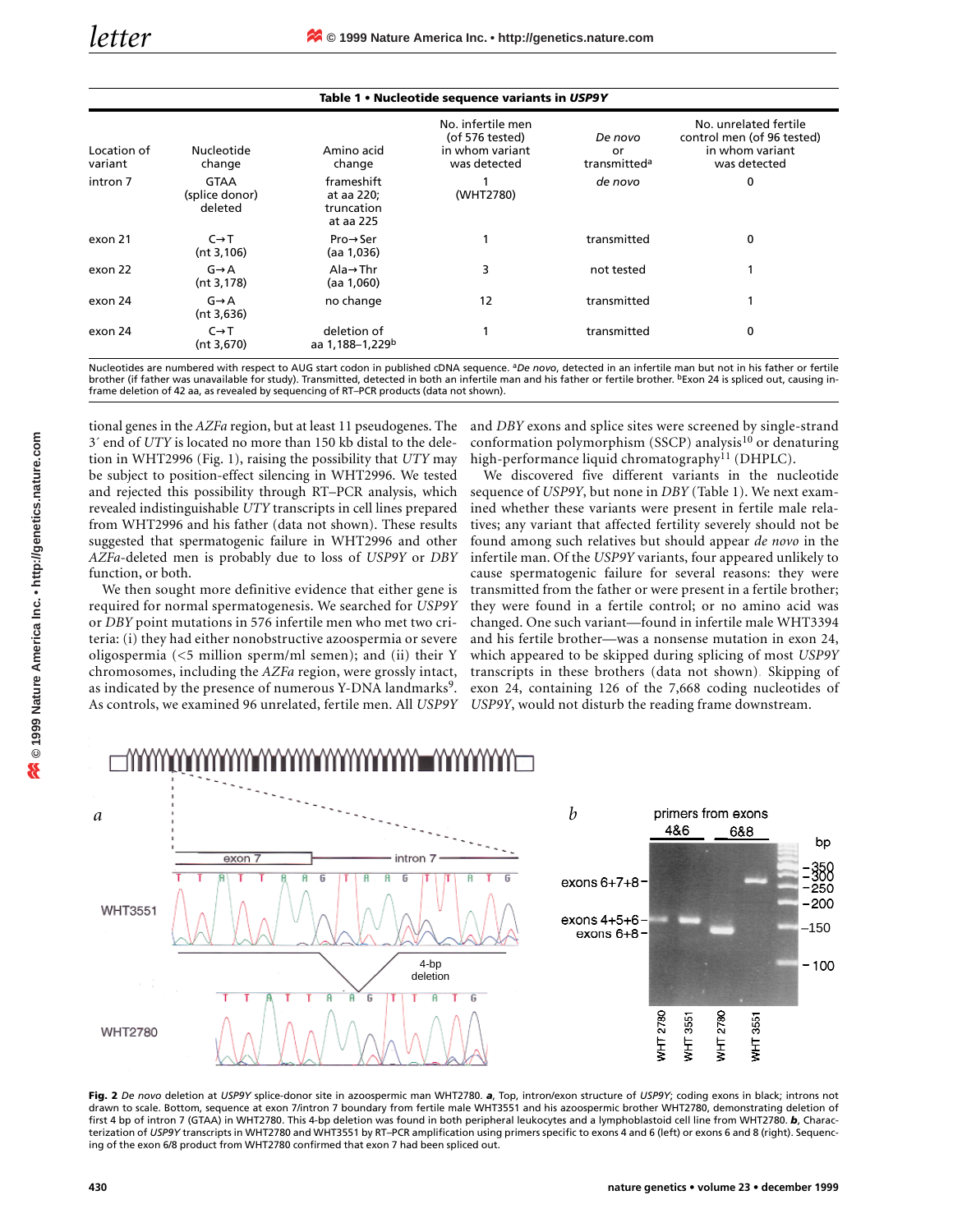**Table 1 • Nucleotide sequence variants in *USP9Y***

| Location of variant | Nucleotide change | Amino acid change | No. infertile men (of 576 tested) in whom variant was detected | *De novo* or transmitted[a] | No. unrelated fertile control men (of 96 tested) in whom variant was detected |
|---|---|---|---|---|---|
| intron 7 | GTAA (splice donor) deleted | frameshift at aa 220; truncation at aa 225 | 1 (WHT2780) | *de novo* | 0 |
| exon 21 | C→T (nt 3,106) | Pro→Ser (aa 1,036) | 1 | transmitted | 0 |
| exon 22 | G→A (nt 3,178) | Ala→Thr (aa 1,060) | 3 | not tested | 1 |
| exon 24 | G→A (nt 3,636) | no change | 12 | transmitted | 1 |
| exon 24 | C→T (nt 3,670) | deletion of aa 1,188–1,229[b] | 1 | transmitted | 0 |

Nucleotides are numbered with respect to AUG start codon in published cDNA sequence. [a]*De novo*, detected in an infertile man but not in his father or fertile brother (if father was unavailable for study). Transmitted, detected in both an infertile man and his father or fertile brother. [b]Exon 24 is spliced out, causing in-frame deletion of 42 aa, as revealed by sequencing of RT–PCR products (data not shown).

tional genes in the *AZFa* region, but at least 11 pseudogenes. The 3′ end of *UTY* is located no more than 150 kb distal to the deletion in WHT2996 (Fig. 1), raising the possibility that *UTY* may be subject to position-effect silencing in WHT2996. We tested and rejected this possibility through RT–PCR analysis, which revealed indistinguishable *UTY* transcripts in cell lines prepared from WHT2996 and his father (data not shown). These results suggested that spermatogenic failure in WHT2996 and other *AZFa*-deleted men is probably due to loss of *USP9Y* or *DBY* function, or both.

We then sought more definitive evidence that either gene is required for normal spermatogenesis. We searched for *USP9Y* or *DBY* point mutations in 576 infertile men who met two criteria: (i) they had either nonobstructive azoospermia or severe oligospermia (<5 million sperm/ml semen); and (ii) their Y chromosomes, including the *AZFa* region, were grossly intact, as indicated by the presence of numerous Y-DNA landmarks[9]. As controls, we examined 96 unrelated, fertile men. All *USP9Y* and *DBY* exons and splice sites were screened by single-strand conformation polymorphism (SSCP) analysis[10] or denaturing high-performance liquid chromatography[11] (DHPLC).

We discovered five different variants in the nucleotide sequence of *USP9Y*, but none in *DBY* (Table 1). We next examined whether these variants were present in fertile male relatives; any variant that affected fertility severely should not be found among such relatives but should appear *de novo* in the infertile man. Of the *USP9Y* variants, four appeared unlikely to cause spermatogenic failure for several reasons: they were transmitted from the father or were present in a fertile brother; they were found in a fertile control; or no amino acid was changed. One such variant—found in infertile male WHT3394 and his fertile brother—was a nonsense mutation in exon 24, which appeared to be skipped during splicing of most *USP9Y* transcripts in these brothers (data not shown). Skipping of exon 24, containing 126 of the 7,668 coding nucleotides of *USP9Y*, would not disturb the reading frame downstream.

**Fig. 2** *De novo* deletion at *USP9Y* splice-donor site in azoospermic man WHT2780. ***a***, Top, intron/exon structure of *USP9Y*; coding exons in black; introns not drawn to scale. Bottom, sequence at exon 7/intron 7 boundary from fertile male WHT3551 and his azoospermic brother WHT2780, demonstrating deletion of first 4 bp of intron 7 (GTAA) in WHT2780. This 4-bp deletion was found in both peripheral leukocytes and a lymphoblastoid cell line from WHT2780. ***b***, Characterization of *USP9Y* transcripts in WHT2780 and WHT3551 by RT–PCR amplification using primers specific to exons 4 and 6 (left) or exons 6 and 8 (right). Sequencing of the exon 6/8 product from WHT2780 confirmed that exon 7 had been spliced out.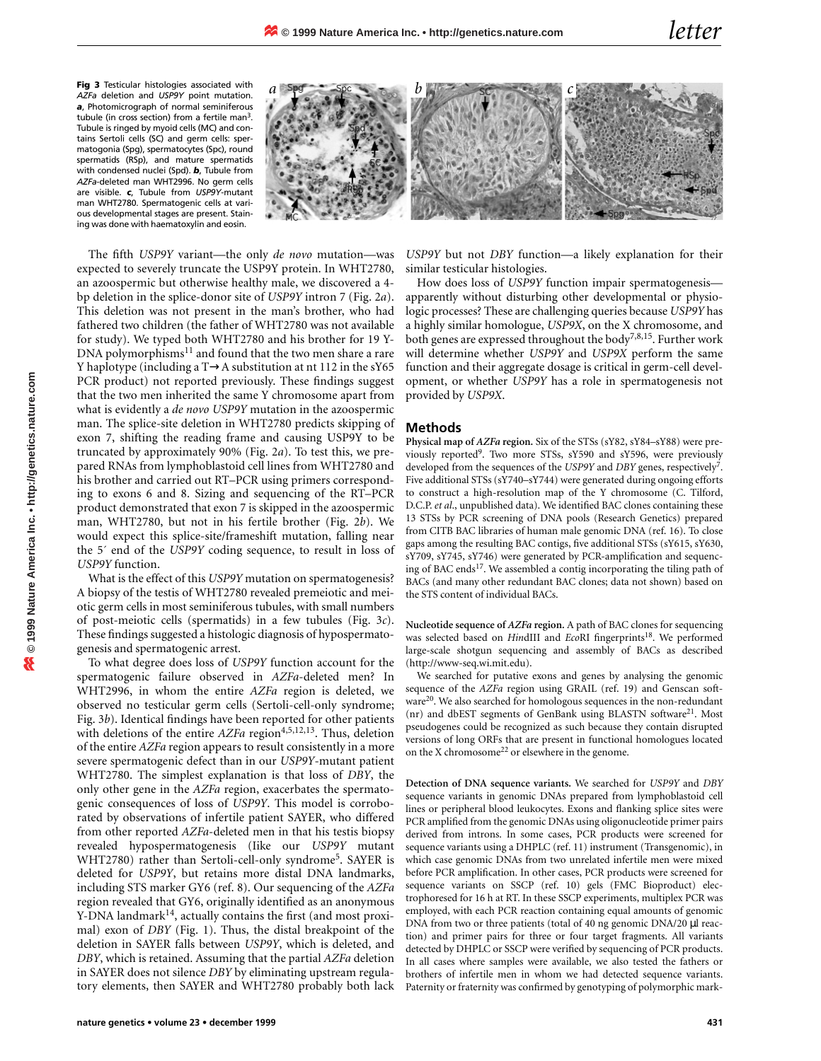**Fig 3** Testicular histologies associated with *AZFa* deletion and *USP9Y* point mutation. ***a***, Photomicrograph of normal seminiferous tubule (in cross section) from a fertile man[3]. Tubule is ringed by myoid cells (MC) and contains Sertoli cells (SC) and germ cells: spermatogonia (Spg), spermatocytes (Spc), round spermatids (RSp), and mature spermatids with condensed nuclei (Spd). ***b***, Tubule from *AZFa*-deleted man WHT2996. No germ cells are visible. ***c***, Tubule from *USP9Y*-mutant man WHT2780. Spermatogenic cells at various developmental stages are present. Staining was done with haematoxylin and eosin.

The fifth *USP9Y* variant—the only *de novo* mutation—was expected to severely truncate the USP9Y protein. In WHT2780, an azoospermic but otherwise healthy male, we discovered a 4-bp deletion in the splice-donor site of *USP9Y* intron 7 (Fig. 2*a*). This deletion was not present in the man's brother, who had fathered two children (the father of WHT2780 was not available for study). We typed both WHT2780 and his brother for 19 Y-DNA polymorphisms[11] and found that the two men share a rare Y haplotype (including a T→A substitution at nt 112 in the sY65 PCR product) not reported previously. These findings suggest that the two men inherited the same Y chromosome apart from what is evidently a *de novo USP9Y* mutation in the azoospermic man. The splice-site deletion in WHT2780 predicts skipping of exon 7, shifting the reading frame and causing USP9Y to be truncated by approximately 90% (Fig. 2*a*). To test this, we prepared RNAs from lymphoblastoid cell lines from WHT2780 and his brother and carried out RT–PCR using primers corresponding to exons 6 and 8. Sizing and sequencing of the RT–PCR product demonstrated that exon 7 is skipped in the azoospermic man, WHT2780, but not in his fertile brother (Fig. 2*b*). We would expect this splice-site/frameshift mutation, falling near the 5′ end of the *USP9Y* coding sequence, to result in loss of *USP9Y* function.

What is the effect of this *USP9Y* mutation on spermatogenesis? A biopsy of the testis of WHT2780 revealed premeiotic and meiotic germ cells in most seminiferous tubules, with small numbers of post-meiotic cells (spermatids) in a few tubules (Fig. 3*c*). These findings suggested a histologic diagnosis of hypospermatogenesis and spermatogenic arrest.

To what degree does loss of *USP9Y* function account for the spermatogenic failure observed in *AZFa*-deleted men? In WHT2996, in whom the entire *AZFa* region is deleted, we observed no testicular germ cells (Sertoli-cell-only syndrome; Fig. 3*b*). Identical findings have been reported for other patients with deletions of the entire *AZFa* region[4,5,12,13]. Thus, deletion of the entire *AZFa* region appears to result consistently in a more severe spermatogenic defect than in our *USP9Y*-mutant patient WHT2780. The simplest explanation is that loss of *DBY*, the only other gene in the *AZFa* region, exacerbates the spermatogenic consequences of loss of *USP9Y*. This model is corroborated by observations of infertile patient SAYER, who differed from other reported *AZFa*-deleted men in that his testis biopsy revealed hypospermatogenesis (like our *USP9Y* mutant WHT2780) rather than Sertoli-cell-only syndrome[5]. SAYER is deleted for *USP9Y*, but retains more distal DNA landmarks, including STS marker GY6 (ref. 8). Our sequencing of the *AZFa* region revealed that GY6, originally identified as an anonymous Y-DNA landmark[14], actually contains the first (and most proximal) exon of *DBY* (Fig. 1). Thus, the distal breakpoint of the deletion in SAYER falls between *USP9Y*, which is deleted, and *DBY*, which is retained. Assuming that the partial *AZFa* deletion in SAYER does not silence *DBY* by eliminating upstream regulatory elements, then SAYER and WHT2780 probably both lack *USP9Y* but not *DBY* function—a likely explanation for their similar testicular histologies.

How does loss of *USP9Y* function impair spermatogenesis—apparently without disturbing other developmental or physiologic processes? These are challenging queries because *USP9Y* has a highly similar homologue, *USP9X*, on the X chromosome, and both genes are expressed throughout the body[7,8,15]. Further work will determine whether *USP9Y* and *USP9X* perform the same function and their aggregate dosage is critical in germ-cell development, or whether *USP9Y* has a role in spermatogenesis not provided by *USP9X*.

## Methods

**Physical map of *AZFa* region.** Six of the STSs (sY82, sY84–sY88) were previously reported[9]. Two more STSs, sY590 and sY596, were previously developed from the sequences of the *USP9Y* and *DBY* genes, respectively[7]. Five additional STSs (sY740–sY744) were generated during ongoing efforts to construct a high-resolution map of the Y chromosome (C. Tilford, D.C.P. *et al.*, unpublished data). We identified BAC clones containing these 13 STSs by PCR screening of DNA pools (Research Genetics) prepared from CITB BAC libraries of human male genomic DNA (ref. 16). To close gaps among the resulting BAC contigs, five additional STSs (sY615, sY630, sY709, sY745, sY746) were generated by PCR-amplification and sequencing of BAC ends[17]. We assembled a contig incorporating the tiling path of BACs (and many other redundant BAC clones; data not shown) based on the STS content of individual BACs.

**Nucleotide sequence of *AZFa* region.** A path of BAC clones for sequencing was selected based on *Hin*dIII and *Eco*RI fingerprints[18]. We performed large-scale shotgun sequencing and assembly of BACs as described (http://www-seq.wi.mit.edu).

We searched for putative exons and genes by analysing the genomic sequence of the *AZFa* region using GRAIL (ref. 19) and Genscan software[20]. We also searched for homologous sequences in the non-redundant (nr) and dbEST segments of GenBank using BLASTN software[21]. Most pseudogenes could be recognized as such because they contain disrupted versions of long ORFs that are present in functional homologues located on the X chromosome[22] or elsewhere in the genome.

**Detection of DNA sequence variants.** We searched for *USP9Y* and *DBY* sequence variants in genomic DNAs prepared from lymphoblastoid cell lines or peripheral blood leukocytes. Exons and flanking splice sites were PCR amplified from the genomic DNAs using oligonucleotide primer pairs derived from introns. In some cases, PCR products were screened for sequence variants using a DHPLC (ref. 11) instrument (Transgenomic), in which case genomic DNAs from two unrelated infertile men were mixed before PCR amplification. In other cases, PCR products were screened for sequence variants on SSCP (ref. 10) gels (FMC Bioproduct) electrophoresed for 16 h at RT. In these SSCP experiments, multiplex PCR was employed, with each PCR reaction containing equal amounts of genomic DNA from two or three patients (total of 40 ng genomic DNA/20 μl reaction) and primer pairs for three or four target fragments. All variants detected by DHPLC or SSCP were verified by sequencing of PCR products. In all cases where samples were available, we also tested the fathers or brothers of infertile men in whom we had detected sequence variants. Paternity or fraternity was confirmed by genotyping of polymorphic mark-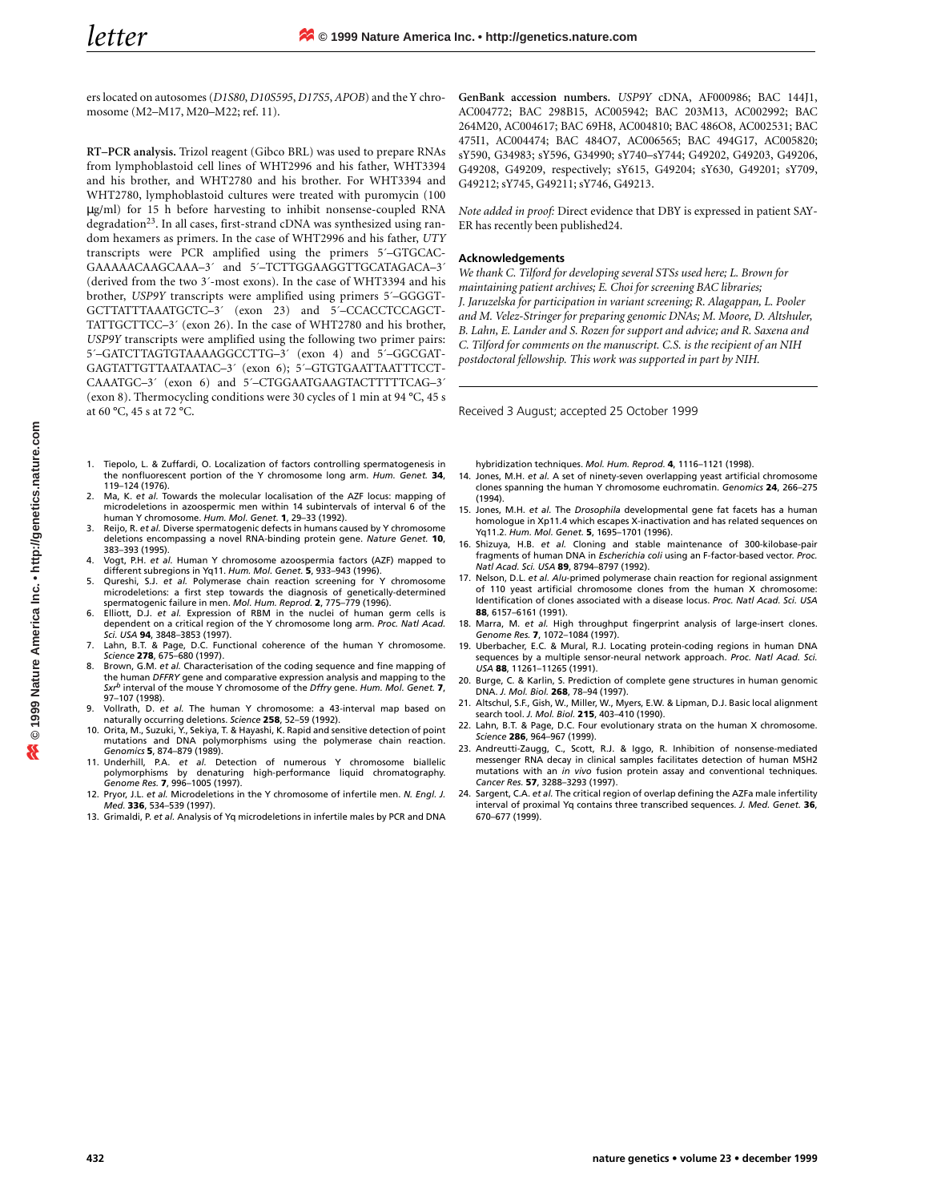ers located on autosomes (*D1S80*, *D10S595*, *D17S5*, *APOB*) and the Y chromosome (M2–M17, M20–M22; ref. 11).

**RT–PCR analysis.** Trizol reagent (Gibco BRL) was used to prepare RNAs from lymphoblastoid cell lines of WHT2996 and his father, WHT3394 and his brother, and WHT2780 and his brother. For WHT3394 and WHT2780, lymphoblastoid cultures were treated with puromycin (100 μg/ml) for 15 h before harvesting to inhibit nonsense-coupled RNA degradation[23]. In all cases, first-strand cDNA was synthesized using random hexamers as primers. In the case of WHT2996 and his father, *UTY* transcripts were PCR amplified using the primers 5´–GTGCACGAAAAACAAGCAAA–3´ and 5´–TCTTGGAAGGTTGCATAGACA–3´ (derived from the two 3´-most exons). In the case of WHT3394 and his brother, *USP9Y* transcripts were amplified using primers 5´–GGGGTGCTTATTTAAATGCTC–3´ (exon 23) and 5´–CCACCTCCAGCTTATTGCTTCC–3´ (exon 26). In the case of WHT2780 and his brother, *USP9Y* transcripts were amplified using the following two primer pairs: 5´–GATCTTAGTGTAAAAGGCCTTG–3´ (exon 4) and 5´–GGCGATGAGTATTGTTAATAATAC–3´ (exon 6); 5´–GTGTGAATTAATTTCCTCAAATGC–3´ (exon 6) and 5´–CTGGAATGAAGTACTTTTTCAG–3´ (exon 8). Thermocycling conditions were 30 cycles of 1 min at 94 °C, 45 s at 60 °C, 45 s at 72 °C.

**GenBank accession numbers.** *USP9Y* cDNA, AF000986; BAC 144J1, AC004772; BAC 298B15, AC005942; BAC 203M13, AC002992; BAC 264M20, AC004617; BAC 69H8, AC004810; BAC 486O8, AC002531; BAC 475I1, AC004474; BAC 484O7, AC006565; BAC 494G17, AC005820; sY590, G34983; sY596, G34990; sY740–sY744; G49202, G49203, G49206, G49208, G49209, respectively; sY615, G49204; sY630, G49201; sY709, G49212; sY745, G49211; sY746, G49213.

*Note added in proof:* Direct evidence that DBY is expressed in patient SAY-ER has recently been published24.

### Acknowledgements

*We thank C. Tilford for developing several STSs used here; L. Brown for maintaining patient archives; E. Choi for screening BAC libraries; J. Jaruzelska for participation in variant screening; R. Alagappan, L. Pooler and M. Velez-Stringer for preparing genomic DNAs; M. Moore, D. Altshuler, B. Lahn, E. Lander and S. Rozen for support and advice; and R. Saxena and C. Tilford for comments on the manuscript. C.S. is the recipient of an NIH postdoctoral fellowship. This work was supported in part by NIH.*

Received 3 August; accepted 25 October 1999

1. Tiepolo, L. & Zuffardi, O. Localization of factors controlling spermatogenesis in the nonfluorescent portion of the Y chromosome long arm. *Hum. Genet.* **34**, 119–124 (1976).
2. Ma, K. *et al.* Towards the molecular localisation of the AZF locus: mapping of microdeletions in azoospermic men within 14 subintervals of interval 6 of the human Y chromosome. *Hum. Mol. Genet.* **1**, 29–33 (1992).
3. Reijo, R. *et al.* Diverse spermatogenic defects in humans caused by Y chromosome deletions encompassing a novel RNA-binding protein gene. *Nature Genet.* **10**, 383–393 (1995).
4. Vogt, P.H. *et al.* Human Y chromosome azoospermia factors (AZF) mapped to different subregions in Yq11. *Hum. Mol. Genet.* **5**, 933–943 (1996).
5. Qureshi, S.J. *et al.* Polymerase chain reaction screening for Y chromosome microdeletions: a first step towards the diagnosis of genetically-determined spermatogenic failure in men. *Mol. Hum. Reprod.* **2**, 775–779 (1996).
6. Elliott, D.J. *et al.* Expression of RBM in the nuclei of human germ cells is dependent on a critical region of the Y chromosome long arm. *Proc. Natl Acad. Sci. USA* **94**, 3848–3853 (1997).
7. Lahn, B.T. & Page, D.C. Functional coherence of the human Y chromosome. *Science* **278**, 675–680 (1997).
8. Brown, G.M. *et al.* Characterisation of the coding sequence and fine mapping of the human *DFFRY* gene and comparative expression analysis and mapping to the *Sxr*^b interval of the mouse Y chromosome of the *Dffry* gene. *Hum. Mol. Genet.* **7**, 97–107 (1998).
9. Vollrath, D. *et al.* The human Y chromosome: a 43-interval map based on naturally occurring deletions. *Science* **258**, 52–59 (1992).
10. Orita, M., Suzuki, Y., Sekiya, T. & Hayashi, K. Rapid and sensitive detection of point mutations and DNA polymorphisms using the polymerase chain reaction. *Genomics* **5**, 874–879 (1989).
11. Underhill, P.A. *et al.* Detection of numerous Y chromosome biallelic polymorphisms by denaturing high-performance liquid chromatography. *Genome Res.* **7**, 996–1005 (1997).
12. Pryor, J.L. *et al.* Microdeletions in the Y chromosome of infertile men. *N. Engl. J. Med.* **336**, 534–539 (1997).
13. Grimaldi, P. *et al.* Analysis of Yq microdeletions in infertile males by PCR and DNA hybridization techniques. *Mol. Hum. Reprod.* **4**, 1116–1121 (1998).
14. Jones, M.H. *et al.* A set of ninety-seven overlapping yeast artificial chromosome clones spanning the human Y chromosome euchromatin. *Genomics* **24**, 266–275 (1994).
15. Jones, M.H. *et al.* The *Drosophila* developmental gene fat facets has a human homologue in Xp11.4 which escapes X-inactivation and has related sequences on Yq11.2. *Hum. Mol. Genet.* **5**, 1695–1701 (1996).
16. Shizuya, H.B. *et al.* Cloning and stable maintenance of 300-kilobase-pair fragments of human DNA in *Escherichia coli* using an F-factor-based vector. *Proc. Natl Acad. Sci. USA* **89**, 8794–8797 (1992).
17. Nelson, D.L. *et al. Alu*-primed polymerase chain reaction for regional assignment of 110 yeast artificial chromosome clones from the human X chromosome: Identification of clones associated with a disease locus. *Proc. Natl Acad. Sci. USA* **88**, 6157–6161 (1991).
18. Marra, M. *et al.* High throughput fingerprint analysis of large-insert clones. *Genome Res.* **7**, 1072–1084 (1997).
19. Uberbacher, E.C. & Mural, R.J. Locating protein-coding regions in human DNA sequences by a multiple sensor-neural network approach. *Proc. Natl Acad. Sci. USA* **88**, 11261–11265 (1991).
20. Burge, C. & Karlin, S. Prediction of complete gene structures in human genomic DNA. *J. Mol. Biol.* **268**, 78–94 (1997).
21. Altschul, S.F., Gish, W., Miller, W., Myers, E.W. & Lipman, D.J. Basic local alignment search tool. *J. Mol. Biol.* **215**, 403–410 (1990).
22. Lahn, B.T. & Page, D.C. Four evolutionary strata on the human X chromosome. *Science* **286**, 964–967 (1999).
23. Andreutti-Zaugg, C., Scott, R.J. & Iggo, R. Inhibition of nonsense-mediated messenger RNA decay in clinical samples facilitates detection of human MSH2 mutations with an *in vivo* fusion protein assay and conventional techniques. *Cancer Res.* **57**, 3288–3293 (1997).
24. Sargent, C.A. *et al.* The critical region of overlap defining the AZFa male infertility interval of proximal Yq contains three transcribed sequences. *J. Med. Genet.* **36**, 670–677 (1999).